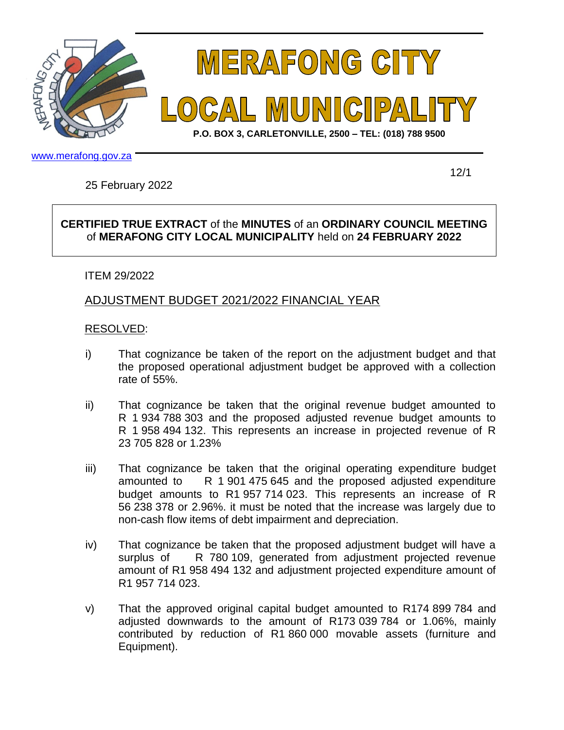# MERAFONG CITY LOCAL MUNICIPALITY

**P.O. BOX 3, CARLETONVILLE, 2500 – TEL: (018) 788 9500**

www.merafong.gov.za

12/1

25 February 2022

**CERTIFIED TRUE EXTRACT** of the **MINUTES** of an **ORDINARY COUNCIL MEETING** of **MERAFONG CITY LOCAL MUNICIPALITY** held on **24 FEBRUARY 2022**

ITEM 29/2022

ADJUSTMENT BUDGET 2021/2022 FINANCIAL YEAR

RESOLVED:

i) That cognizance be taken of the report on the adjustment budget and that the proposed operational adjustment budget be approved with a collection rate of 55%.

ii) That cognizance be taken that the original revenue budget amounted to R 1 934 788 303 and the proposed adjusted revenue budget amounts to R 1 958 494 132. This represents an increase in projected revenue of R 23 705 828 or 1.23%

iii) That cognizance be taken that the original operating expenditure budget amounted to R 1 901 475 645 and the proposed adjusted expenditure budget amounts to R1 957 714 023. This represents an increase of R 56 238 378 or 2.96%. it must be noted that the increase was largely due to non-cash flow items of debt impairment and depreciation.

iv) That cognizance be taken that the proposed adjustment budget will have a surplus of R 780 109, generated from adjustment projected revenue amount of R1 958 494 132 and adjustment projected expenditure amount of R1 957 714 023.

v) That the approved original capital budget amounted to R174 899 784 and adjusted downwards to the amount of R173 039 784 or 1.06%, mainly contributed by reduction of R1 860 000 movable assets (furniture and Equipment).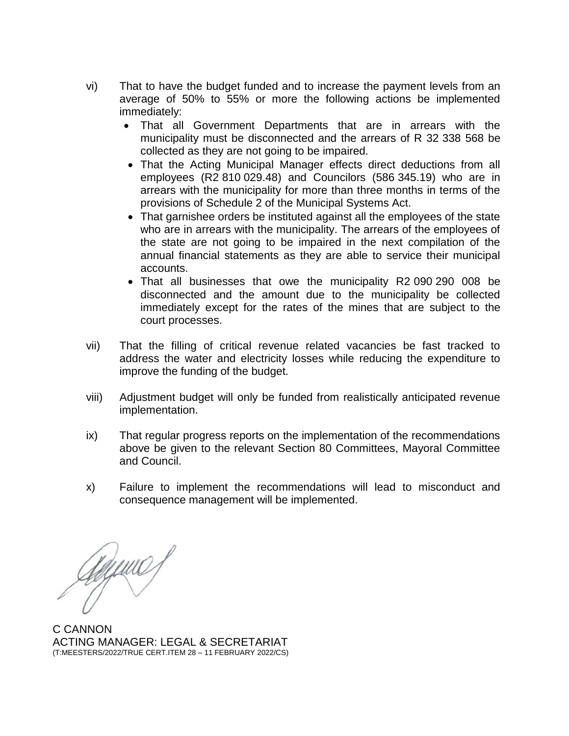vi) That to have the budget funded and to increase the payment levels from an average of 50% to 55% or more the following actions be implemented immediately:

- That all Government Departments that are in arrears with the municipality must be disconnected and the arrears of R 32 338 568 be collected as they are not going to be impaired.
- That the Acting Municipal Manager effects direct deductions from all employees (R2 810 029.48) and Councilors (586 345.19) who are in arrears with the municipality for more than three months in terms of the provisions of Schedule 2 of the Municipal Systems Act.
- That garnishee orders be instituted against all the employees of the state who are in arrears with the municipality. The arrears of the employees of the state are not going to be impaired in the next compilation of the annual financial statements as they are able to service their municipal accounts.
- That all businesses that owe the municipality R2 090 290 008 be disconnected and the amount due to the municipality be collected immediately except for the rates of the mines that are subject to the court processes.

vii) That the filling of critical revenue related vacancies be fast tracked to address the water and electricity losses while reducing the expenditure to improve the funding of the budget.

viii) Adjustment budget will only be funded from realistically anticipated revenue implementation.

ix) That regular progress reports on the implementation of the recommendations above be given to the relevant Section 80 Committees, Mayoral Committee and Council.

x) Failure to implement the recommendations will lead to misconduct and consequence management will be implemented.

C CANNON
ACTING MANAGER: LEGAL & SECRETARIAT
(T:MEESTERS/2022/TRUE CERT.ITEM 28 – 11 FEBRUARY 2022/CS)